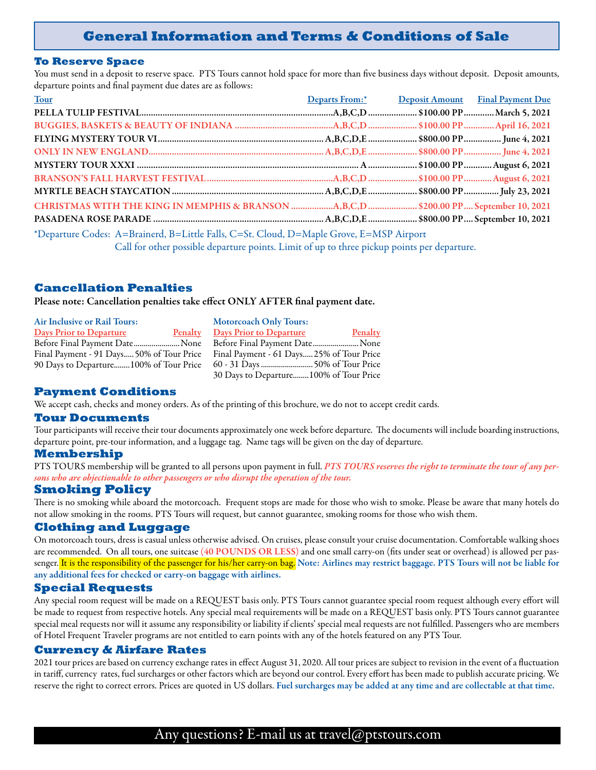# General Information and Terms & Conditions of Sale

## To Reserve Space

You must send in a deposit to reserve space. PTS Tours cannot hold space for more than five business days without deposit. Deposit amounts, departure points and final payment due dates are as follows:

| Tour | Departs From:* | Deposit Amount | Final Payment Due |
|---|---|---|---|
| PELLA TULIP FESTIVAL | A,B,C,D | $100.00 PP | March 5, 2021 |
| BUGGIES, BASKETS & BEAUTY OF INDIANA | A,B,C,D | $100.00 PP | April 16, 2021 |
| FLYING MYSTERY TOUR VI | A,B,C,D,E | $800.00 PP | June 4, 2021 |
| ONLY IN NEW ENGLAND | A,B,C,D,E | $800.00 PP | June 4, 2021 |
| MYSTERY TOUR XXXI | A | $100.00 PP | August 6, 2021 |
| BRANSON'S FALL HARVEST FESTIVAL | A,B,C,D | $100.00 PP | August 6, 2021 |
| MYRTLE BEACH STAYCATION | A,B,C,D,E | $800.00 PP | July 23, 2021 |
| CHRISTMAS WITH THE KING IN MEMPHIS & BRANSON | A,B,C,D | $200.00 PP | September 10, 2021 |
| PASADENA ROSE PARADE | A,B,C,D,E | $800.00 PP | September 10, 2021 |

*Departure Codes: A=Brainerd, B=Little Falls, C=St. Cloud, D=Maple Grove, E=MSP Airport
Call for other possible departure points. Limit of up to three pickup points per departure.

## Cancellation Penalties

**Please note: Cancellation penalties take effect ONLY AFTER final payment date.**

**Air Inclusive or Rail Tours:**

| Days Prior to Departure | Penalty |
|---|---|
| Before Final Payment Date | None |
| Final Payment - 91 Days | 50% of Tour Price |
| 90 Days to Departure | 100% of Tour Price |

**Motorcoach Only Tours:**

| Days Prior to Departure | Penalty |
|---|---|
| Before Final Payment Date | None |
| Final Payment - 61 Days | 25% of Tour Price |
| 60 - 31 Days | 50% of Tour Price |
| 30 Days to Departure | 100% of Tour Price |

## Payment Conditions

We accept cash, checks and money orders. As of the printing of this brochure, we do not to accept credit cards.

## Tour Documents

Tour participants will receive their tour documents approximately one week before departure. The documents will include boarding instructions, departure point, pre-tour information, and a luggage tag. Name tags will be given on the day of departure.

## Membership

PTS TOURS membership will be granted to all persons upon payment in full. ***PTS TOURS reserves the right to terminate the tour of any persons who are objectionable to other passengers or who disrupt the operation of the tour.***

## Smoking Policy

There is no smoking while aboard the motorcoach. Frequent stops are made for those who wish to smoke. Please be aware that many hotels do not allow smoking in the rooms. PTS Tours will request, but cannot guarantee, smoking rooms for those who wish them.

## Clothing and Luggage

On motorcoach tours, dress is casual unless otherwise advised. On cruises, please consult your cruise documentation. Comfortable walking shoes are recommended. On all tours, one suitcase **(40 POUNDS OR LESS)** and one small carry-on (fits under seat or overhead) is allowed per passenger. It is the responsibility of the passenger for his/her carry-on bag. **Note: Airlines may restrict baggage. PTS Tours will not be liable for any additional fees for checked or carry-on baggage with airlines.**

## Special Requests

Any special room request will be made on a REQUEST basis only. PTS Tours cannot guarantee special room request although every effort will be made to request from respective hotels. Any special meal requirements will be made on a REQUEST basis only. PTS Tours cannot guarantee special meal requests nor will it assume any responsibility or liability if clients' special meal requests are not fulfilled. Passengers who are members of Hotel Frequent Traveler programs are not entitled to earn points with any of the hotels featured on any PTS Tour.

## Currency & Airfare Rates

2021 tour prices are based on currency exchange rates in effect August 31, 2020. All tour prices are subject to revision in the event of a fluctuation in tariff, currency rates, fuel surcharges or other factors which are beyond our control. Every effort has been made to publish accurate pricing. We reserve the right to correct errors. Prices are quoted in US dollars. **Fuel surcharges may be added at any time and are collectable at that time.**

Any questions? E-mail us at travel@ptstours.com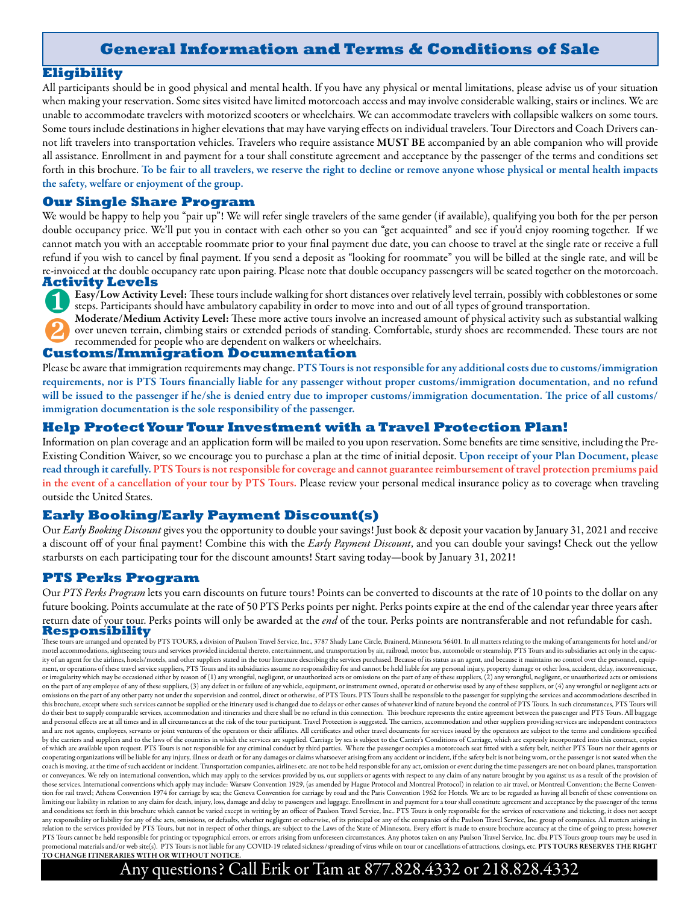# General Information and Terms & Conditions of Sale

## Eligibility

All participants should be in good physical and mental health. If you have any physical or mental limitations, please advise us of your situation when making your reservation. Some sites visited have limited motorcoach access and may involve considerable walking, stairs or inclines. We are unable to accommodate travelers with motorized scooters or wheelchairs. We can accommodate travelers with collapsible walkers on some tours. Some tours include destinations in higher elevations that may have varying effects on individual travelers. Tour Directors and Coach Drivers cannot lift travelers into transportation vehicles. Travelers who require assistance **MUST BE** accompanied by an able companion who will provide all assistance. Enrollment in and payment for a tour shall constitute agreement and acceptance by the passenger of the terms and conditions set forth in this brochure. **To be fair to all travelers, we reserve the right to decline or remove anyone whose physical or mental health impacts the safety, welfare or enjoyment of the group.**

## Our Single Share Program

We would be happy to help you "pair up"! We will refer single travelers of the same gender (if available), qualifying you both for the per person double occupancy price. We'll put you in contact with each other so you can "get acquainted" and see if you'd enjoy rooming together. If we cannot match you with an acceptable roommate prior to your final payment due date, you can choose to travel at the single rate or receive a full refund if you wish to cancel by final payment. If you send a deposit as "looking for roommate" you will be billed at the single rate, and will be re-invoiced at the double occupancy rate upon pairing. Please note that double occupancy passengers will be seated together on the motorcoach.

## Activity Levels

1. **Easy/Low Activity Level:** These tours include walking for short distances over relatively level terrain, possibly with cobblestones or some steps. Participants should have ambulatory capability in order to move into and out of all types of ground transportation.
2. **Moderate/Medium Activity Level:** These more active tours involve an increased amount of physical activity such as substantial walking over uneven terrain, climbing stairs or extended periods of standing. Comfortable, sturdy shoes are recommended. These tours are not recommended for people who are dependent on walkers or wheelchairs.

## Customs/Immigration Documentation

Please be aware that immigration requirements may change. **PTS Tours is not responsible for any additional costs due to customs/immigration requirements, nor is PTS Tours financially liable for any passenger without proper customs/immigration documentation, and no refund will be issued to the passenger if he/she is denied entry due to improper customs/immigration documentation. The price of all customs/immigration documentation is the sole responsibility of the passenger.**

## Help Protect Your Tour Investment with a Travel Protection Plan!

Information on plan coverage and an application form will be mailed to you upon reservation. Some benefits are time sensitive, including the Pre-Existing Condition Waiver, so we encourage you to purchase a plan at the time of initial deposit. **Upon receipt of your Plan Document, please read through it carefully. PTS Tours is not responsible for coverage and cannot guarantee reimbursement of travel protection premiums paid in the event of a cancellation of your tour by PTS Tours.** Please review your personal medical insurance policy as to coverage when traveling outside the United States.

## Early Booking/Early Payment Discount(s)

Our *Early Booking Discount* gives you the opportunity to double your savings! Just book & deposit your vacation by January 31, 2021 and receive a discount off of your final payment! Combine this with the *Early Payment Discount*, and you can double your savings! Check out the yellow starbursts on each participating tour for the discount amounts! Start saving today—book by January 31, 2021!

## PTS Perks Program

Our *PTS Perks Program* lets you earn discounts on future tours! Points can be converted to discounts at the rate of 10 points to the dollar on any future booking. Points accumulate at the rate of 50 PTS Perks points per night. Perks points expire at the end of the calendar year three years after return date of your tour. Perks points will only be awarded at the *end* of the tour. Perks points are nontransferable and not refundable for cash.

## Responsibility

These tours are arranged and operated by PTS TOURS, a division of Paulson Travel Service, Inc., 3787 Shady Lane Circle, Brainerd, Minnesota 56401. In all matters relating to the making of arrangements for hotel and/or motel accommodations, sightseeing tours and services provided incidental thereto, entertainment, and transportation by air, railroad, motor bus, automobile or steamship, PTS Tours and its subsidiaries act only in the capacity of an agent for the airlines, hotels/motels, and other suppliers stated in the tour literature describing the services purchased. Because of its status as an agent, and because it maintains no control over the personnel, equipment, or operations of these travel service suppliers, PTS Tours and its subsidiaries assume no responsibility for and cannot be held liable for any personal injury, property damage or other loss, accident, delay, inconvenience, or irregularity which may be occasioned either by reason of (1) any wrongful, negligent, or unauthorized acts or omissions on the part of any of these suppliers, (2) any wrongful, negligent, or unauthorized acts or omissions on the part of any employee of any of these suppliers, (3) any defect in or failure of any vehicle, equipment, or instrument owned, operated or otherwise used by any of these suppliers, or (4) any wrongful or negligent acts or omissions on the part of any other party not under the supervision and control, direct or otherwise, of PTS Tours. PTS Tours shall be responsible to the passenger for supplying the services and accommodations described in this brochure, except where such services cannot be supplied or the itinerary used is changed due to delays or other causes of whatever kind of nature beyond the control of PTS Tours. In such circumstances, PTS Tours will do their best to supply comparable services, accommodation and itineraries and there shall be no refund in this connection. This brochure represents the entire agreement between the passenger and PTS Tours. All baggage and personal effects are at all times and in all circumstances at the risk of the tour participant. Travel Protection is suggested. The carriers, accommodation and other suppliers providing services are independent contractors and are not agents, employees, servants or joint venturers of the operators or their affiliates. All certificates and other travel documents for services issued by the operators are subject to the terms and conditions specified by the carriers and suppliers and to the laws of the countries in which the services are supplied. Carriage by sea is subject to the Carrier's Conditions of Carriage, which are expressly incorporated into this contract, copies of which are available upon request. PTS Tours is not responsible for any criminal conduct by third parties. Where the passenger occupies a motorcoach seat fitted with a safety belt, neither PTS Tours nor their agents or cooperating organizations will be liable for any injury, illness or death or for any damages or claims whatsoever arising from any accident or incident, if the safety belt is not being worn, or the passenger is not seated when the coach is moving, at the time of such accident or incident. Transportation companies, airlines etc. are not to be held responsible for any act, omission or event during the time passengers are not on board planes, transportation or conveyances. We rely on international convention, which may apply to the services provided by us, our suppliers or agents with respect to any claim of any nature brought by you against us as a result of the provision of those services. International conventions which apply may include: Warsaw Convention 1929, (as amended by Hague Protocol and Montreal Protocol) in relation to air travel, or Montreal Convention; the Berne Convention for rail travel; Athens Convention 1974 for carriage by sea; the Geneva Convention for carriage by road and the Paris Convention 1962 for Hotels. We are to be regarded as having all benefit of these conventions on limiting our liability in relation to any claim for death, injury, loss, damage and delay to passengers and luggage. Enrollment in and payment for a tour shall constitute agreement and acceptance by the passenger of the terms and conditions set forth in this brochure which cannot be varied except in writing by an officer of Paulson Travel Service, Inc.. PTS Tours is only responsible for the services of reservations and ticketing, it does not accept any responsibility or liability for any of the acts, omissions, or defaults, whether negligent or otherwise, of its principal or any of the companies of the Paulson Travel Service, Inc. group of companies. All matters arising in relation to the services provided by PTS Tours, but not in respect of other things, are subject to the Laws of the State of Minnesota. Every effort is made to ensure brochure accuracy at the time of going to press; however PTS Tours cannot be held responsible for printing or typographical errors, or errors arising from unforeseen circumstances. Any photos taken on any Paulson Travel Service, Inc. dba PTS Tours group tours may be used in promotional materials and/or web site(s). PTS Tours is not liable for any COVID-19 related sickness/spreading of virus while on tour or cancellations of attractions, closings, etc. **PTS TOURS RESERVES THE RIGHT TO CHANGE ITINERARIES WITH OR WITHOUT NOTICE.**

Any questions? Call Erik or Tam at 877.828.4332 or 218.828.4332